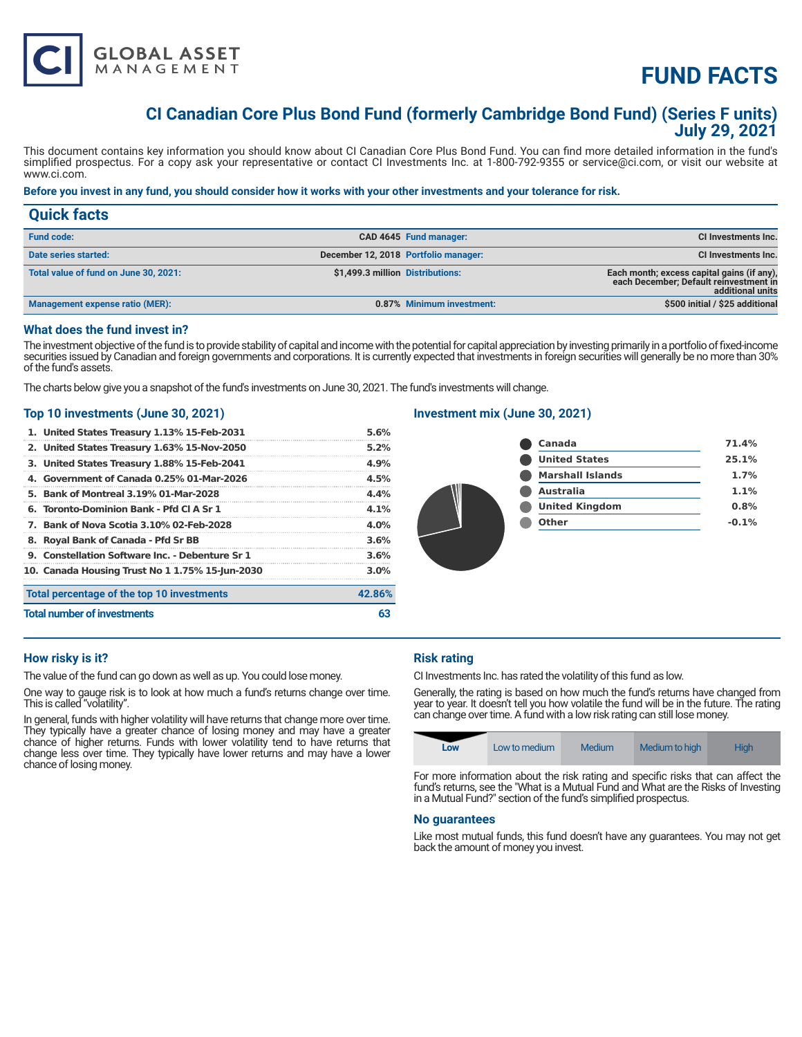# FUND FACTS

## CI Canadian Core Plus Bond Fund (formerly Cambridge Bond Fund) (Series F units)
## July 29, 2021

This document contains key information you should know about CI Canadian Core Plus Bond Fund. You can find more detailed information in the fund's simplified prospectus. For a copy ask your representative or contact CI Investments Inc. at 1-800-792-9355 or service@ci.com, or visit our website at www.ci.com.

**Before you invest in any fund, you should consider how it works with your other investments and your tolerance for risk.**

## Quick facts

| | | | |
|---|---|---|---|
| **Fund code:** | **CAD 4645** | **Fund manager:** | **CI Investments Inc.** |
| **Date series started:** | **December 12, 2018** | **Portfolio manager:** | **CI Investments Inc.** |
| **Total value of fund on June 30, 2021:** | **$1,499.3 million** | **Distributions:** | **Each month; excess capital gains (if any), each December; Default reinvestment in additional units** |
| **Management expense ratio (MER):** | **0.87%** | **Minimum investment:** | **$500 initial / $25 additional** |

### What does the fund invest in?

The investment objective of the fund is to provide stability of capital and income with the potential for capital appreciation by investing primarily in a portfolio of fixed-income securities issued by Canadian and foreign governments and corporations. It is currently expected that investments in foreign securities will generally be no more than 30% of the fund's assets.

The charts below give you a snapshot of the fund's investments on June 30, 2021. The fund's investments will change.

### Top 10 investments (June 30, 2021)

| | |
|---|---|
| 1. United States Treasury 1.13% 15-Feb-2031 | 5.6% |
| 2. United States Treasury 1.63% 15-Nov-2050 | 5.2% |
| 3. United States Treasury 1.88% 15-Feb-2041 | 4.9% |
| 4. Government of Canada 0.25% 01-Mar-2026 | 4.5% |
| 5. Bank of Montreal 3.19% 01-Mar-2028 | 4.4% |
| 6. Toronto-Dominion Bank - Pfd Cl A Sr 1 | 4.1% |
| 7. Bank of Nova Scotia 3.10% 02-Feb-2028 | 4.0% |
| 8. Royal Bank of Canada - Pfd Sr BB | 3.6% |
| 9. Constellation Software Inc. - Debenture Sr 1 | 3.6% |
| 10. Canada Housing Trust No 1 1.75% 15-Jun-2030 | 3.0% |
| **Total percentage of the top 10 investments** | **42.86%** |
| **Total number of investments** | **63** |

### Investment mix (June 30, 2021)

| | |
|---|---|
| Canada | 71.4% |
| United States | 25.1% |
| Marshall Islands | 1.7% |
| Australia | 1.1% |
| United Kingdom | 0.8% |
| Other | -0.1% |

### How risky is it?

The value of the fund can go down as well as up. You could lose money.

One way to gauge risk is to look at how much a fund's returns change over time. This is called "volatility".

In general, funds with higher volatility will have returns that change more over time. They typically have a greater chance of losing money and may have a greater chance of higher returns. Funds with lower volatility tend to have returns that change less over time. They typically have lower returns and may have a lower chance of losing money.

### Risk rating

CI Investments Inc. has rated the volatility of this fund as low.

Generally, the rating is based on how much the fund's returns have changed from year to year. It doesn't tell you how volatile the fund will be in the future. The rating can change over time. A fund with a low risk rating can still lose money.

| **Low** | Low to medium | Medium | Medium to high | High |
|---|---|---|---|---|

For more information about the risk rating and specific risks that can affect the fund's returns, see the "What is a Mutual Fund and What are the Risks of Investing in a Mutual Fund?" section of the fund's simplified prospectus.

### No guarantees

Like most mutual funds, this fund doesn't have any guarantees. You may not get back the amount of money you invest.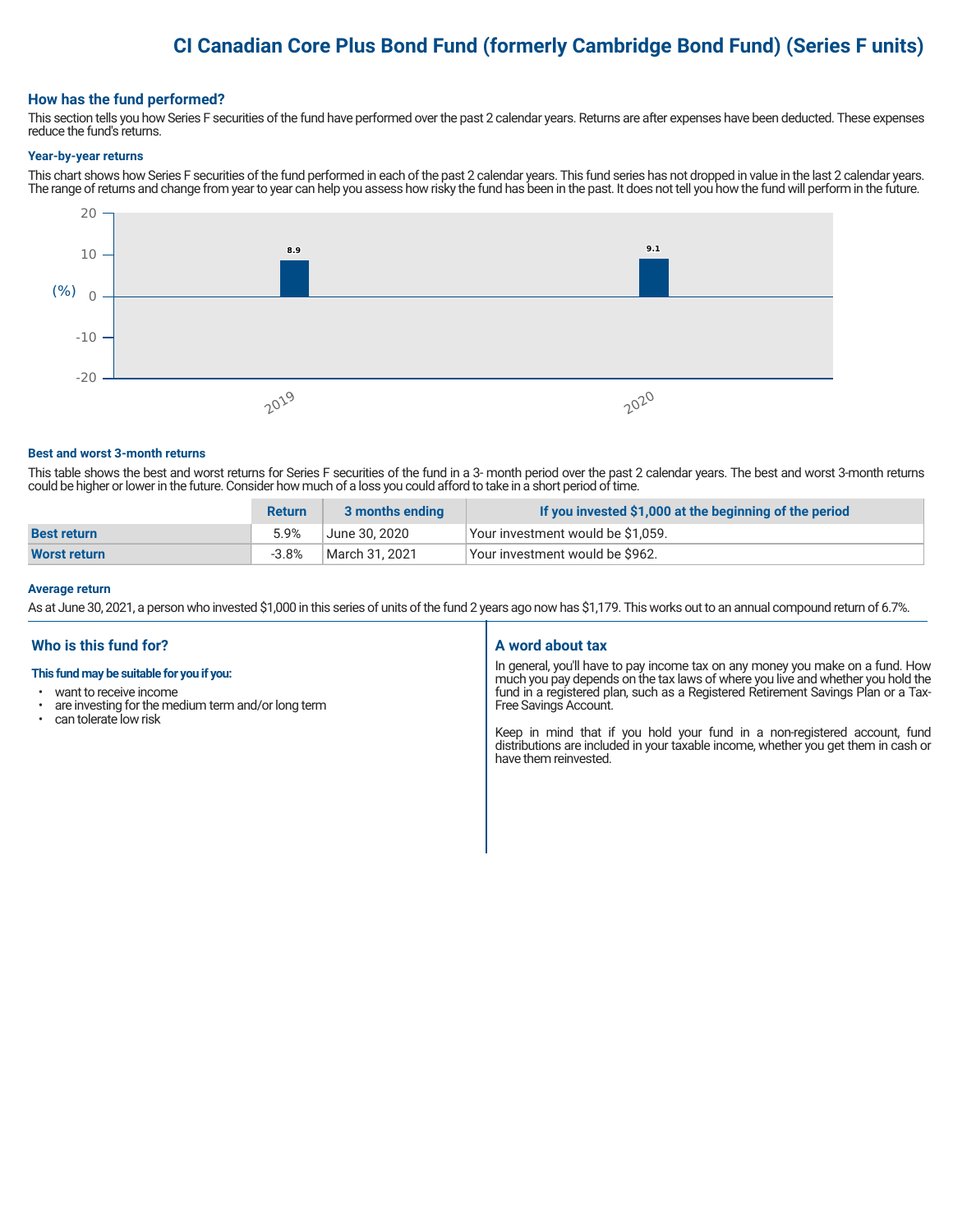# CI Canadian Core Plus Bond Fund (formerly Cambridge Bond Fund) (Series F units)

## How has the fund performed?

This section tells you how Series F securities of the fund have performed over the past 2 calendar years. Returns are after expenses have been deducted. These expenses reduce the fund's returns.

### Year-by-year returns

This chart shows how Series F securities of the fund performed in each of the past 2 calendar years. This fund series has not dropped in value in the last 2 calendar years. The range of returns and change from year to year can help you assess how risky the fund has been in the past. It does not tell you how the fund will perform in the future.

| Year | Return (%) |
|---|---|
| 2019 | 8.9 |
| 2020 | 9.1 |

### Best and worst 3-month returns

This table shows the best and worst returns for Series F securities of the fund in a 3- month period over the past 2 calendar years. The best and worst 3-month returns could be higher or lower in the future. Consider how much of a loss you could afford to take in a short period of time.

| | Return | 3 months ending | If you invested $1,000 at the beginning of the period |
|---|---|---|---|
| **Best return** | 5.9% | June 30, 2020 | Your investment would be $1,059. |
| **Worst return** | -3.8% | March 31, 2021 | Your investment would be $962. |

### Average return

As at June 30, 2021, a person who invested $1,000 in this series of units of the fund 2 years ago now has $1,179. This works out to an annual compound return of 6.7%.

## Who is this fund for?

**This fund may be suitable for you if you:**

- want to receive income
- are investing for the medium term and/or long term
- can tolerate low risk

## A word about tax

In general, you'll have to pay income tax on any money you make on a fund. How much you pay depends on the tax laws of where you live and whether you hold the fund in a registered plan, such as a Registered Retirement Savings Plan or a Tax-Free Savings Account.

Keep in mind that if you hold your fund in a non-registered account, fund distributions are included in your taxable income, whether you get them in cash or have them reinvested.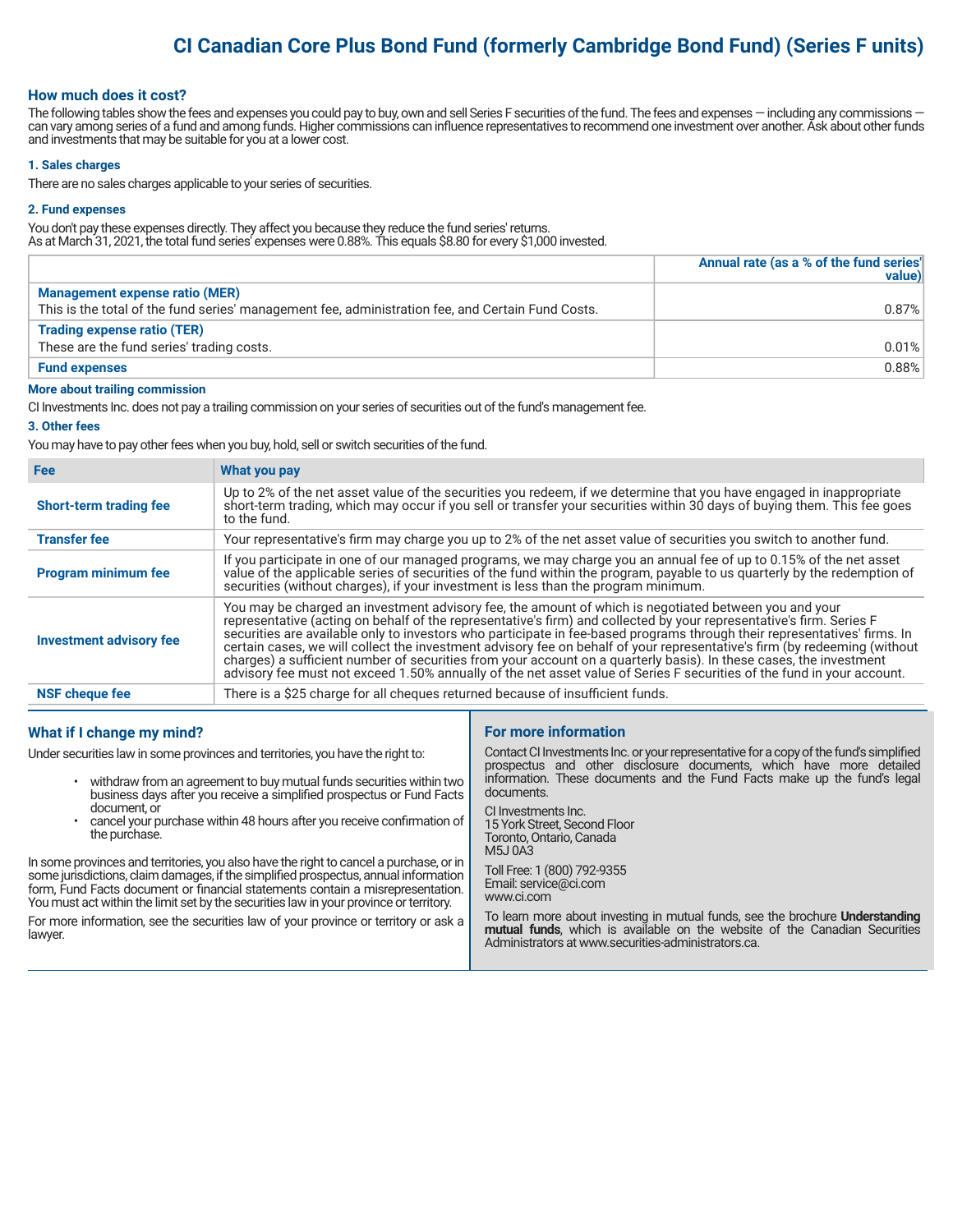# CI Canadian Core Plus Bond Fund (formerly Cambridge Bond Fund) (Series F units)

## How much does it cost?

The following tables show the fees and expenses you could pay to buy, own and sell Series F securities of the fund. The fees and expenses — including any commissions — can vary among series of a fund and among funds. Higher commissions can influence representatives to recommend one investment over another. Ask about other funds and investments that may be suitable for you at a lower cost.

### 1. Sales charges

There are no sales charges applicable to your series of securities.

### 2. Fund expenses

You don't pay these expenses directly. They affect you because they reduce the fund series' returns.
As at March 31, 2021, the total fund series' expenses were 0.88%. This equals $8.80 for every $1,000 invested.

| | Annual rate (as a % of the fund series' value) |
|---|---|
| **Management expense ratio (MER)**<br>This is the total of the fund series' management fee, administration fee, and Certain Fund Costs. | 0.87% |
| **Trading expense ratio (TER)**<br>These are the fund series' trading costs. | 0.01% |
| **Fund expenses** | 0.88% |

#### More about trailing commission

CI Investments Inc. does not pay a trailing commission on your series of securities out of the fund's management fee.

### 3. Other fees

You may have to pay other fees when you buy, hold, sell or switch securities of the fund.

| Fee | What you pay |
|---|---|
| **Short-term trading fee** | Up to 2% of the net asset value of the securities you redeem, if we determine that you have engaged in inappropriate short-term trading, which may occur if you sell or transfer your securities within 30 days of buying them. This fee goes to the fund. |
| **Transfer fee** | Your representative's firm may charge you up to 2% of the net asset value of securities you switch to another fund. |
| **Program minimum fee** | If you participate in one of our managed programs, we may charge you an annual fee of up to 0.15% of the net asset value of the applicable series of securities of the fund within the program, payable to us quarterly by the redemption of securities (without charges), if your investment is less than the program minimum. |
| **Investment advisory fee** | You may be charged an investment advisory fee, the amount of which is negotiated between you and your representative (acting on behalf of the representative's firm) and collected by your representative's firm. Series F securities are available only to investors who participate in fee-based programs through their representatives' firms. In certain cases, we will collect the investment advisory fee on behalf of your representative's firm (by redeeming (without charges) a sufficient number of securities from your account on a quarterly basis). In these cases, the investment advisory fee must not exceed 1.50% annually of the net asset value of Series F securities of the fund in your account. |
| **NSF cheque fee** | There is a $25 charge for all cheques returned because of insufficient funds. |

## What if I change my mind?

Under securities law in some provinces and territories, you have the right to:

- withdraw from an agreement to buy mutual funds securities within two business days after you receive a simplified prospectus or Fund Facts document, or
- cancel your purchase within 48 hours after you receive confirmation of the purchase.

In some provinces and territories, you also have the right to cancel a purchase, or in some jurisdictions, claim damages, if the simplified prospectus, annual information form, Fund Facts document or financial statements contain a misrepresentation. You must act within the limit set by the securities law in your province or territory.

For more information, see the securities law of your province or territory or ask a lawyer.

## For more information

Contact CI Investments Inc. or your representative for a copy of the fund's simplified prospectus and other disclosure documents, which have more detailed information. These documents and the Fund Facts make up the fund's legal documents.

CI Investments Inc.
15 York Street, Second Floor
Toronto, Ontario, Canada
M5J 0A3

Toll Free: 1 (800) 792-9355
Email: service@ci.com
www.ci.com

To learn more about investing in mutual funds, see the brochure **Understanding mutual funds**, which is available on the website of the Canadian Securities Administrators at www.securities-administrators.ca.